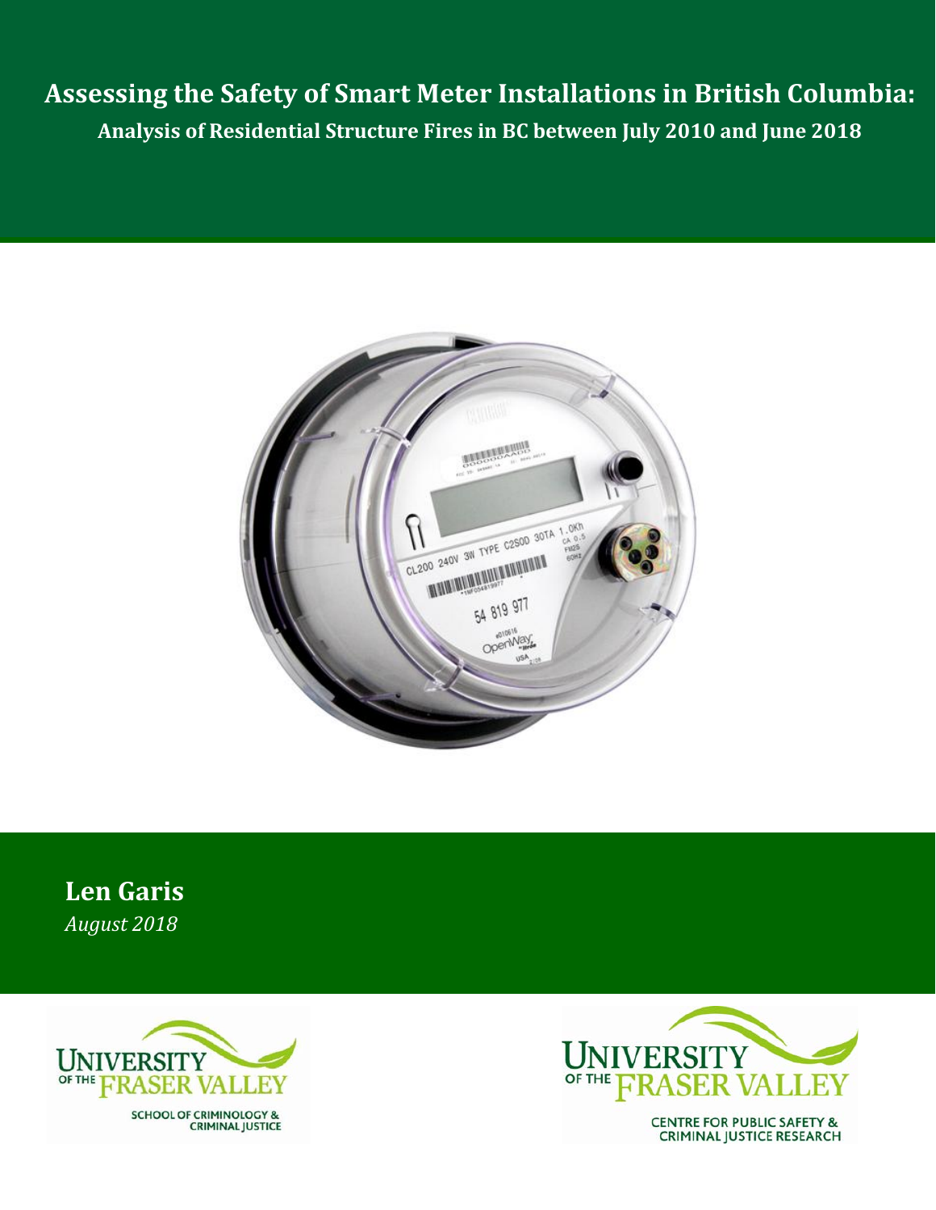# Assessing the Safety of Smart Meter Installations in British Columbia:

## Analysis of Residential Structure Fires in BC between July 2010 and June 2018

**Len Garis**

*August 2018*

UNIVERSITY OF THE FRASER VALLEY
SCHOOL OF CRIMINOLOGY & CRIMINAL JUSTICE

UNIVERSITY OF THE FRASER VALLEY
CENTRE FOR PUBLIC SAFETY & CRIMINAL JUSTICE RESEARCH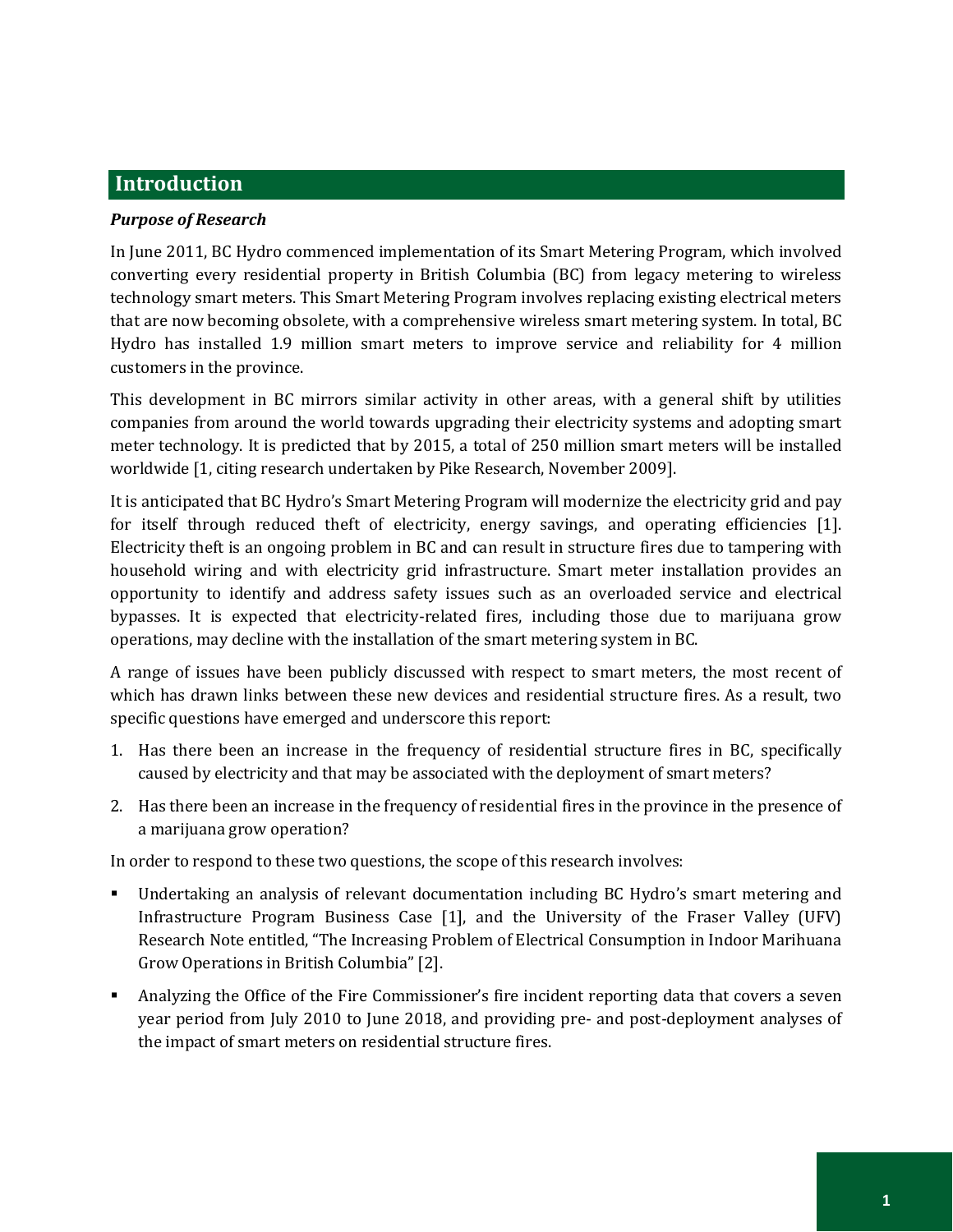## Introduction

### *Purpose of Research*

In June 2011, BC Hydro commenced implementation of its Smart Metering Program, which involved converting every residential property in British Columbia (BC) from legacy metering to wireless technology smart meters. This Smart Metering Program involves replacing existing electrical meters that are now becoming obsolete, with a comprehensive wireless smart metering system. In total, BC Hydro has installed 1.9 million smart meters to improve service and reliability for 4 million customers in the province.

This development in BC mirrors similar activity in other areas, with a general shift by utilities companies from around the world towards upgrading their electricity systems and adopting smart meter technology. It is predicted that by 2015, a total of 250 million smart meters will be installed worldwide [1, citing research undertaken by Pike Research, November 2009].

It is anticipated that BC Hydro's Smart Metering Program will modernize the electricity grid and pay for itself through reduced theft of electricity, energy savings, and operating efficiencies [1]. Electricity theft is an ongoing problem in BC and can result in structure fires due to tampering with household wiring and with electricity grid infrastructure. Smart meter installation provides an opportunity to identify and address safety issues such as an overloaded service and electrical bypasses. It is expected that electricity-related fires, including those due to marijuana grow operations, may decline with the installation of the smart metering system in BC.

A range of issues have been publicly discussed with respect to smart meters, the most recent of which has drawn links between these new devices and residential structure fires. As a result, two specific questions have emerged and underscore this report:

1. Has there been an increase in the frequency of residential structure fires in BC, specifically caused by electricity and that may be associated with the deployment of smart meters?
2. Has there been an increase in the frequency of residential fires in the province in the presence of a marijuana grow operation?

In order to respond to these two questions, the scope of this research involves:

- Undertaking an analysis of relevant documentation including BC Hydro's smart metering and Infrastructure Program Business Case [1], and the University of the Fraser Valley (UFV) Research Note entitled, "The Increasing Problem of Electrical Consumption in Indoor Marihuana Grow Operations in British Columbia" [2].
- Analyzing the Office of the Fire Commissioner's fire incident reporting data that covers a seven year period from July 2010 to June 2018, and providing pre- and post-deployment analyses of the impact of smart meters on residential structure fires.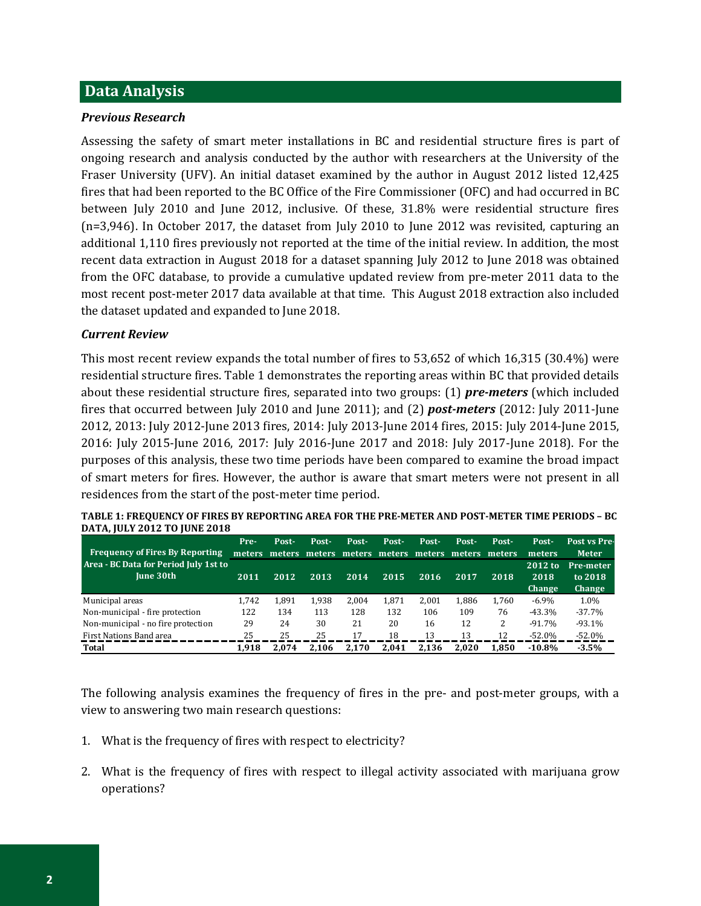## Data Analysis

### *Previous Research*

Assessing the safety of smart meter installations in BC and residential structure fires is part of ongoing research and analysis conducted by the author with researchers at the University of the Fraser University (UFV). An initial dataset examined by the author in August 2012 listed 12,425 fires that had been reported to the BC Office of the Fire Commissioner (OFC) and had occurred in BC between July 2010 and June 2012, inclusive. Of these, 31.8% were residential structure fires (n=3,946). In October 2017, the dataset from July 2010 to June 2012 was revisited, capturing an additional 1,110 fires previously not reported at the time of the initial review. In addition, the most recent data extraction in August 2018 for a dataset spanning July 2012 to June 2018 was obtained from the OFC database, to provide a cumulative updated review from pre-meter 2011 data to the most recent post-meter 2017 data available at that time. This August 2018 extraction also included the dataset updated and expanded to June 2018.

### *Current Review*

This most recent review expands the total number of fires to 53,652 of which 16,315 (30.4%) were residential structure fires. Table 1 demonstrates the reporting areas within BC that provided details about these residential structure fires, separated into two groups: (1) ***pre-meters*** (which included fires that occurred between July 2010 and June 2011); and (2) ***post-meters*** (2012: July 2011-June 2012, 2013: July 2012-June 2013 fires, 2014: July 2013-June 2014 fires, 2015: July 2014-June 2015, 2016: July 2015-June 2016, 2017: July 2016-June 2017 and 2018: July 2017-June 2018). For the purposes of this analysis, these two time periods have been compared to examine the broad impact of smart meters for fires. However, the author is aware that smart meters were not present in all residences from the start of the post-meter time period.

**TABLE 1: FREQUENCY OF FIRES BY REPORTING AREA FOR THE PRE-METER AND POST-METER TIME PERIODS – BC DATA, JULY 2012 TO JUNE 2018**

| Frequency of Fires By Reporting Area - BC Data for Period July 1st to June 30th | Pre-meters 2011 | Post-meters 2012 | Post-meters 2013 | Post-meters 2014 | Post-meters 2015 | Post-meters 2016 | Post-meters 2017 | Post-meters 2018 | Post-meters 2012 to 2018 Change | Post vs Pre-Meter Pre-meter to 2018 Change |
|---|---|---|---|---|---|---|---|---|---|---|
| Municipal areas | 1,742 | 1,891 | 1,938 | 2,004 | 1,871 | 2,001 | 1,886 | 1,760 | -6.9% | 1.0% |
| Non-municipal - fire protection | 122 | 134 | 113 | 128 | 132 | 106 | 109 | 76 | -43.3% | -37.7% |
| Non-municipal - no fire protection | 29 | 24 | 30 | 21 | 20 | 16 | 12 | 2 | -91.7% | -93.1% |
| First Nations Band area | 25 | 25 | 25 | 17 | 18 | 13 | 13 | 12 | -52.0% | -52.0% |
| **Total** | **1,918** | **2,074** | **2,106** | **2,170** | **2,041** | **2,136** | **2,020** | **1,850** | **-10.8%** | **-3.5%** |

The following analysis examines the frequency of fires in the pre- and post-meter groups, with a view to answering two main research questions:

1. What is the frequency of fires with respect to electricity?

2. What is the frequency of fires with respect to illegal activity associated with marijuana grow operations?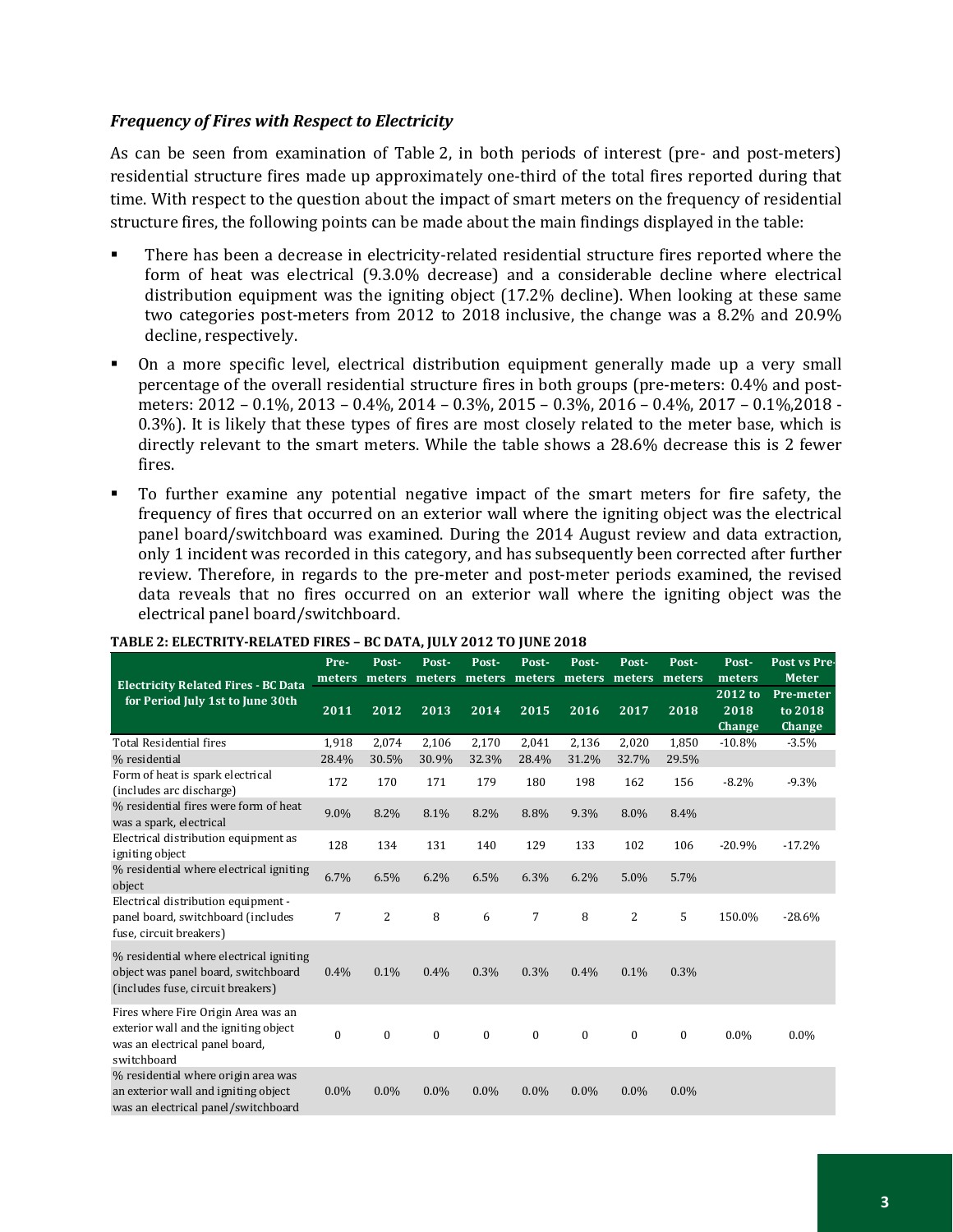### *Frequency of Fires with Respect to Electricity*

As can be seen from examination of Table 2, in both periods of interest (pre- and post-meters) residential structure fires made up approximately one-third of the total fires reported during that time. With respect to the question about the impact of smart meters on the frequency of residential structure fires, the following points can be made about the main findings displayed in the table:

- There has been a decrease in electricity-related residential structure fires reported where the form of heat was electrical (9.3.0% decrease) and a considerable decline where electrical distribution equipment was the igniting object (17.2% decline). When looking at these same two categories post-meters from 2012 to 2018 inclusive, the change was a 8.2% and 20.9% decline, respectively.
- On a more specific level, electrical distribution equipment generally made up a very small percentage of the overall residential structure fires in both groups (pre-meters: 0.4% and post-meters: 2012 – 0.1%, 2013 – 0.4%, 2014 – 0.3%, 2015 – 0.3%, 2016 – 0.4%, 2017 – 0.1%,2018 - 0.3%). It is likely that these types of fires are most closely related to the meter base, which is directly relevant to the smart meters. While the table shows a 28.6% decrease this is 2 fewer fires.
- To further examine any potential negative impact of the smart meters for fire safety, the frequency of fires that occurred on an exterior wall where the igniting object was the electrical panel board/switchboard was examined. During the 2014 August review and data extraction, only 1 incident was recorded in this category, and has subsequently been corrected after further review. Therefore, in regards to the pre-meter and post-meter periods examined, the revised data reveals that no fires occurred on an exterior wall where the igniting object was the electrical panel board/switchboard.

**TABLE 2: ELECTRITY-RELATED FIRES – BC DATA, JULY 2012 TO JUNE 2018**

| Electricity Related Fires - BC Data for Period July 1st to June 30th | Pre-meters | Post-meters | Post-meters | Post-meters | Post-meters | Post-meters | Post-meters | Post-meters | Post-meters | Post vs Pre-Meter |
|---|---|---|---|---|---|---|---|---|---|---|
| | 2011 | 2012 | 2013 | 2014 | 2015 | 2016 | 2017 | 2018 | 2012 to 2018 Change | Pre-meter to 2018 Change |
| Total Residential fires | 1,918 | 2,074 | 2,106 | 2,170 | 2,041 | 2,136 | 2,020 | 1,850 | -10.8% | -3.5% |
| % residential | 28.4% | 30.5% | 30.9% | 32.3% | 28.4% | 31.2% | 32.7% | 29.5% | | |
| Form of heat is spark electrical (includes arc discharge) | 172 | 170 | 171 | 179 | 180 | 198 | 162 | 156 | -8.2% | -9.3% |
| % residential fires were form of heat was a spark, electrical | 9.0% | 8.2% | 8.1% | 8.2% | 8.8% | 9.3% | 8.0% | 8.4% | | |
| Electrical distribution equipment as igniting object | 128 | 134 | 131 | 140 | 129 | 133 | 102 | 106 | -20.9% | -17.2% |
| % residential where electrical igniting object | 6.7% | 6.5% | 6.2% | 6.5% | 6.3% | 6.2% | 5.0% | 5.7% | | |
| Electrical distribution equipment - panel board, switchboard (includes fuse, circuit breakers) | 7 | 2 | 8 | 6 | 7 | 8 | 2 | 5 | 150.0% | -28.6% |
| % residential where electrical igniting object was panel board, switchboard (includes fuse, circuit breakers) | 0.4% | 0.1% | 0.4% | 0.3% | 0.3% | 0.4% | 0.1% | 0.3% | | |
| Fires where Fire Origin Area was an exterior wall and the igniting object was an electrical panel board, switchboard | 0 | 0 | 0 | 0 | 0 | 0 | 0 | 0 | 0.0% | 0.0% |
| % residential where origin area was an exterior wall and igniting object was an electrical panel/switchboard | 0.0% | 0.0% | 0.0% | 0.0% | 0.0% | 0.0% | 0.0% | 0.0% | | |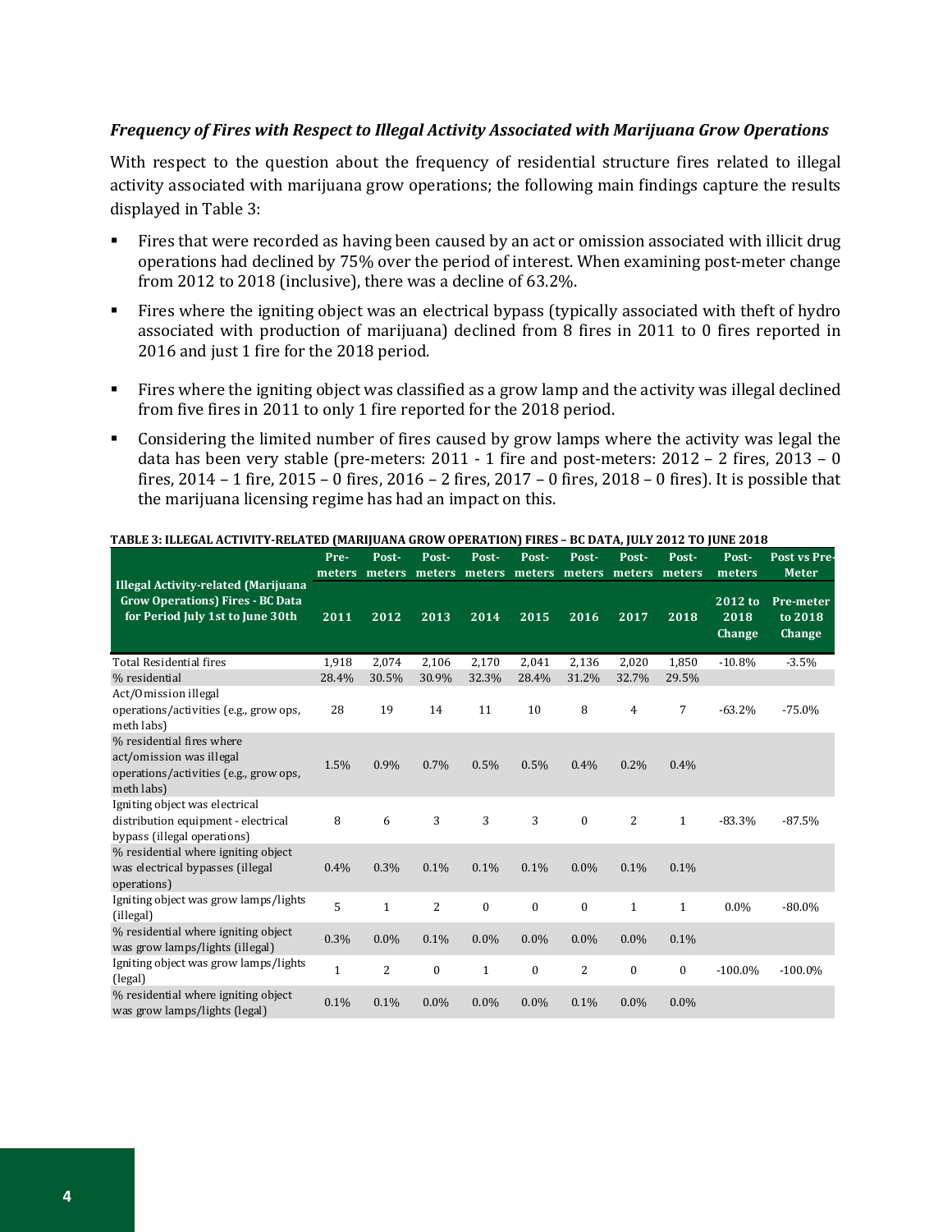### *Frequency of Fires with Respect to Illegal Activity Associated with Marijuana Grow Operations*

With respect to the question about the frequency of residential structure fires related to illegal activity associated with marijuana grow operations; the following main findings capture the results displayed in Table 3:

- Fires that were recorded as having been caused by an act or omission associated with illicit drug operations had declined by 75% over the period of interest. When examining post-meter change from 2012 to 2018 (inclusive), there was a decline of 63.2%.
- Fires where the igniting object was an electrical bypass (typically associated with theft of hydro associated with production of marijuana) declined from 8 fires in 2011 to 0 fires reported in 2016 and just 1 fire for the 2018 period.
- Fires where the igniting object was classified as a grow lamp and the activity was illegal declined from five fires in 2011 to only 1 fire reported for the 2018 period.
- Considering the limited number of fires caused by grow lamps where the activity was legal the data has been very stable (pre-meters: 2011 - 1 fire and post-meters: 2012 – 2 fires, 2013 – 0 fires, 2014 – 1 fire, 2015 – 0 fires, 2016 – 2 fires, 2017 – 0 fires, 2018 – 0 fires). It is possible that the marijuana licensing regime has had an impact on this.

**TABLE 3: ILLEGAL ACTIVITY-RELATED (MARIJUANA GROW OPERATION) FIRES – BC DATA, JULY 2012 TO JUNE 2018**

| | Pre-meters | Post-meters | Post-meters | Post-meters | Post-meters | Post-meters | Post-meters | Post-meters | Post-meters | Post vs Pre-Meter |
|---|---|---|---|---|---|---|---|---|---|---|
| **Illegal Activity-related (Marijuana Grow Operations) Fires - BC Data for Period July 1st to June 30th** | **2011** | **2012** | **2013** | **2014** | **2015** | **2016** | **2017** | **2018** | **2012 to 2018 Change** | **Pre-meter to 2018 Change** |
| Total Residential fires | 1,918 | 2,074 | 2,106 | 2,170 | 2,041 | 2,136 | 2,020 | 1,850 | -10.8% | -3.5% |
| % residential | 28.4% | 30.5% | 30.9% | 32.3% | 28.4% | 31.2% | 32.7% | 29.5% | | |
| Act/Omission illegal operations/activities (e.g., grow ops, meth labs) | 28 | 19 | 14 | 11 | 10 | 8 | 4 | 7 | -63.2% | -75.0% |
| % residential fires where act/omission was illegal operations/activities (e.g., grow ops, meth labs) | 1.5% | 0.9% | 0.7% | 0.5% | 0.5% | 0.4% | 0.2% | 0.4% | | |
| Igniting object was electrical distribution equipment - electrical bypass (illegal operations) | 8 | 6 | 3 | 3 | 3 | 0 | 2 | 1 | -83.3% | -87.5% |
| % residential where igniting object was electrical bypasses (illegal operations) | 0.4% | 0.3% | 0.1% | 0.1% | 0.1% | 0.0% | 0.1% | 0.1% | | |
| Igniting object was grow lamps/lights (illegal) | 5 | 1 | 2 | 0 | 0 | 0 | 1 | 1 | 0.0% | -80.0% |
| % residential where igniting object was grow lamps/lights (illegal) | 0.3% | 0.0% | 0.1% | 0.0% | 0.0% | 0.0% | 0.0% | 0.1% | | |
| Igniting object was grow lamps/lights (legal) | 1 | 2 | 0 | 1 | 0 | 2 | 0 | 0 | -100.0% | -100.0% |
| % residential where igniting object was grow lamps/lights (legal) | 0.1% | 0.1% | 0.0% | 0.0% | 0.0% | 0.1% | 0.0% | 0.0% | | |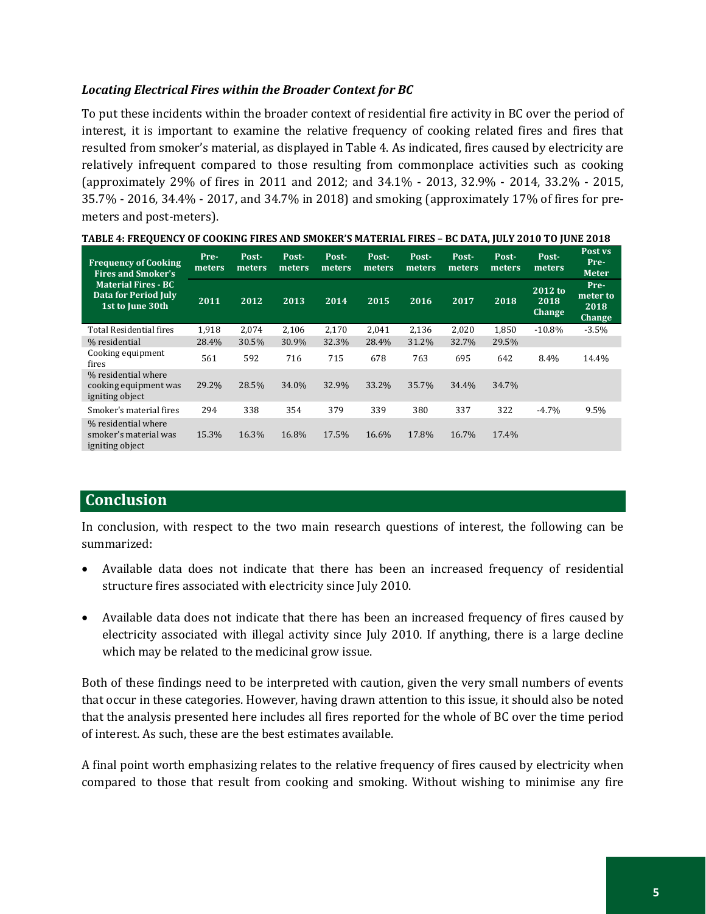### *Locating Electrical Fires within the Broader Context for BC*

To put these incidents within the broader context of residential fire activity in BC over the period of interest, it is important to examine the relative frequency of cooking related fires and fires that resulted from smoker's material, as displayed in Table 4. As indicated, fires caused by electricity are relatively infrequent compared to those resulting from commonplace activities such as cooking (approximately 29% of fires in 2011 and 2012; and 34.1% - 2013, 32.9% - 2014, 33.2% - 2015, 35.7% - 2016, 34.4% - 2017, and 34.7% in 2018) and smoking (approximately 17% of fires for pre-meters and post-meters).

**TABLE 4: FREQUENCY OF COOKING FIRES AND SMOKER'S MATERIAL FIRES – BC DATA, JULY 2010 TO JUNE 2018**

| Frequency of Cooking Fires and Smoker's Material Fires - BC Data for Period July 1st to June 30th | Pre-meters | Post-meters | Post-meters | Post-meters | Post-meters | Post-meters | Post-meters | Post-meters | Post-meters | Post vs Pre-Meter |
|---|---|---|---|---|---|---|---|---|---|---|
| | 2011 | 2012 | 2013 | 2014 | 2015 | 2016 | 2017 | 2018 | 2012 to 2018 Change | Pre-meter to 2018 Change |
| Total Residential fires | 1,918 | 2,074 | 2,106 | 2,170 | 2,041 | 2,136 | 2,020 | 1,850 | -10.8% | -3.5% |
| % residential | 28.4% | 30.5% | 30.9% | 32.3% | 28.4% | 31.2% | 32.7% | 29.5% | | |
| Cooking equipment fires | 561 | 592 | 716 | 715 | 678 | 763 | 695 | 642 | 8.4% | 14.4% |
| % residential where cooking equipment was igniting object | 29.2% | 28.5% | 34.0% | 32.9% | 33.2% | 35.7% | 34.4% | 34.7% | | |
| Smoker's material fires | 294 | 338 | 354 | 379 | 339 | 380 | 337 | 322 | -4.7% | 9.5% |
| % residential where smoker's material was igniting object | 15.3% | 16.3% | 16.8% | 17.5% | 16.6% | 17.8% | 16.7% | 17.4% | | |

## Conclusion

In conclusion, with respect to the two main research questions of interest, the following can be summarized:

- Available data does not indicate that there has been an increased frequency of residential structure fires associated with electricity since July 2010.
- Available data does not indicate that there has been an increased frequency of fires caused by electricity associated with illegal activity since July 2010. If anything, there is a large decline which may be related to the medicinal grow issue.

Both of these findings need to be interpreted with caution, given the very small numbers of events that occur in these categories. However, having drawn attention to this issue, it should also be noted that the analysis presented here includes all fires reported for the whole of BC over the time period of interest. As such, these are the best estimates available.

A final point worth emphasizing relates to the relative frequency of fires caused by electricity when compared to those that result from cooking and smoking. Without wishing to minimise any fire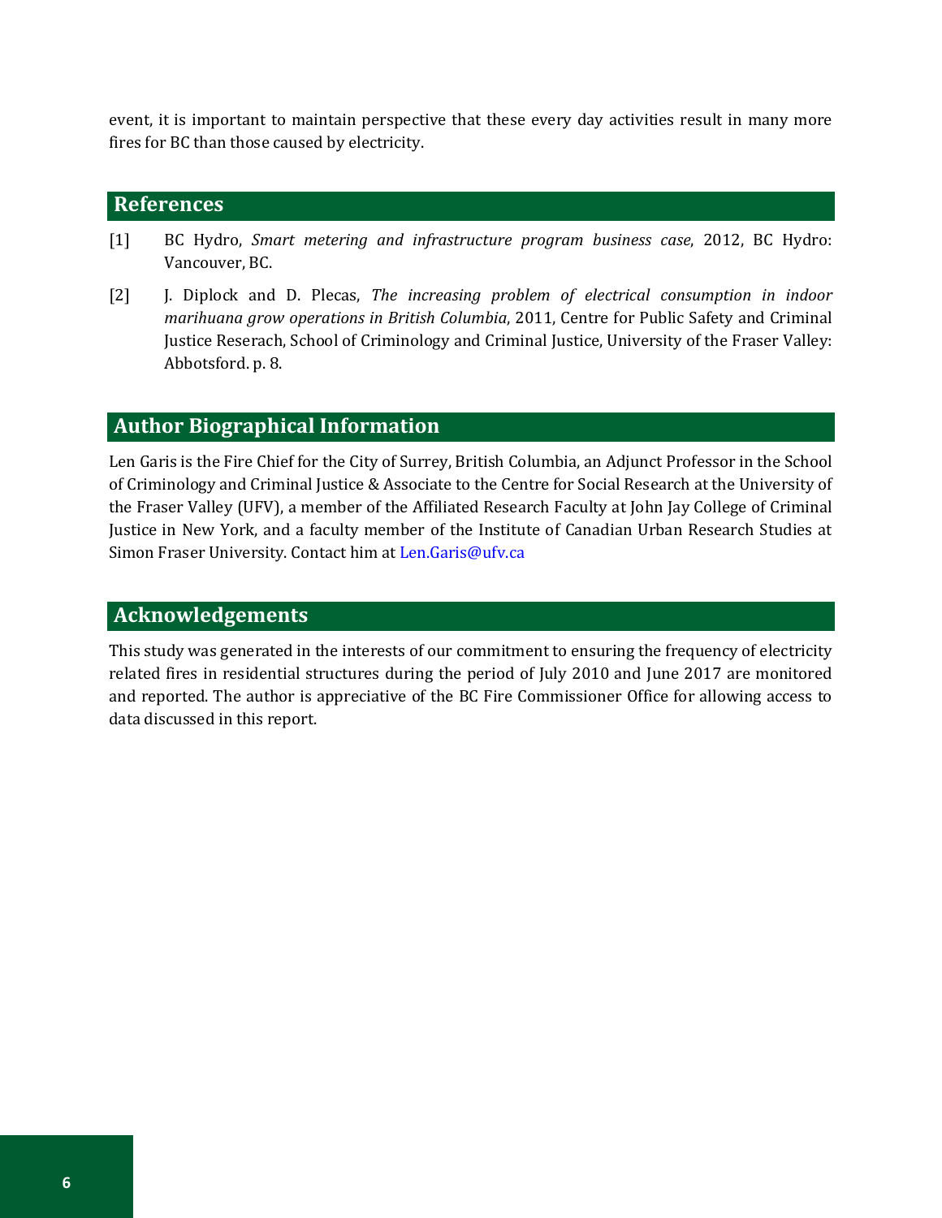event, it is important to maintain perspective that these every day activities result in many more fires for BC than those caused by electricity.

## References

[1] BC Hydro, *Smart metering and infrastructure program business case*, 2012, BC Hydro: Vancouver, BC.

[2] J. Diplock and D. Plecas, *The increasing problem of electrical consumption in indoor marihuana grow operations in British Columbia*, 2011, Centre for Public Safety and Criminal Justice Reserach, School of Criminology and Criminal Justice, University of the Fraser Valley: Abbotsford. p. 8.

## Author Biographical Information

Len Garis is the Fire Chief for the City of Surrey, British Columbia, an Adjunct Professor in the School of Criminology and Criminal Justice & Associate to the Centre for Social Research at the University of the Fraser Valley (UFV), a member of the Affiliated Research Faculty at John Jay College of Criminal Justice in New York, and a faculty member of the Institute of Canadian Urban Research Studies at Simon Fraser University. Contact him at Len.Garis@ufv.ca

## Acknowledgements

This study was generated in the interests of our commitment to ensuring the frequency of electricity related fires in residential structures during the period of July 2010 and June 2017 are monitored and reported. The author is appreciative of the BC Fire Commissioner Office for allowing access to data discussed in this report.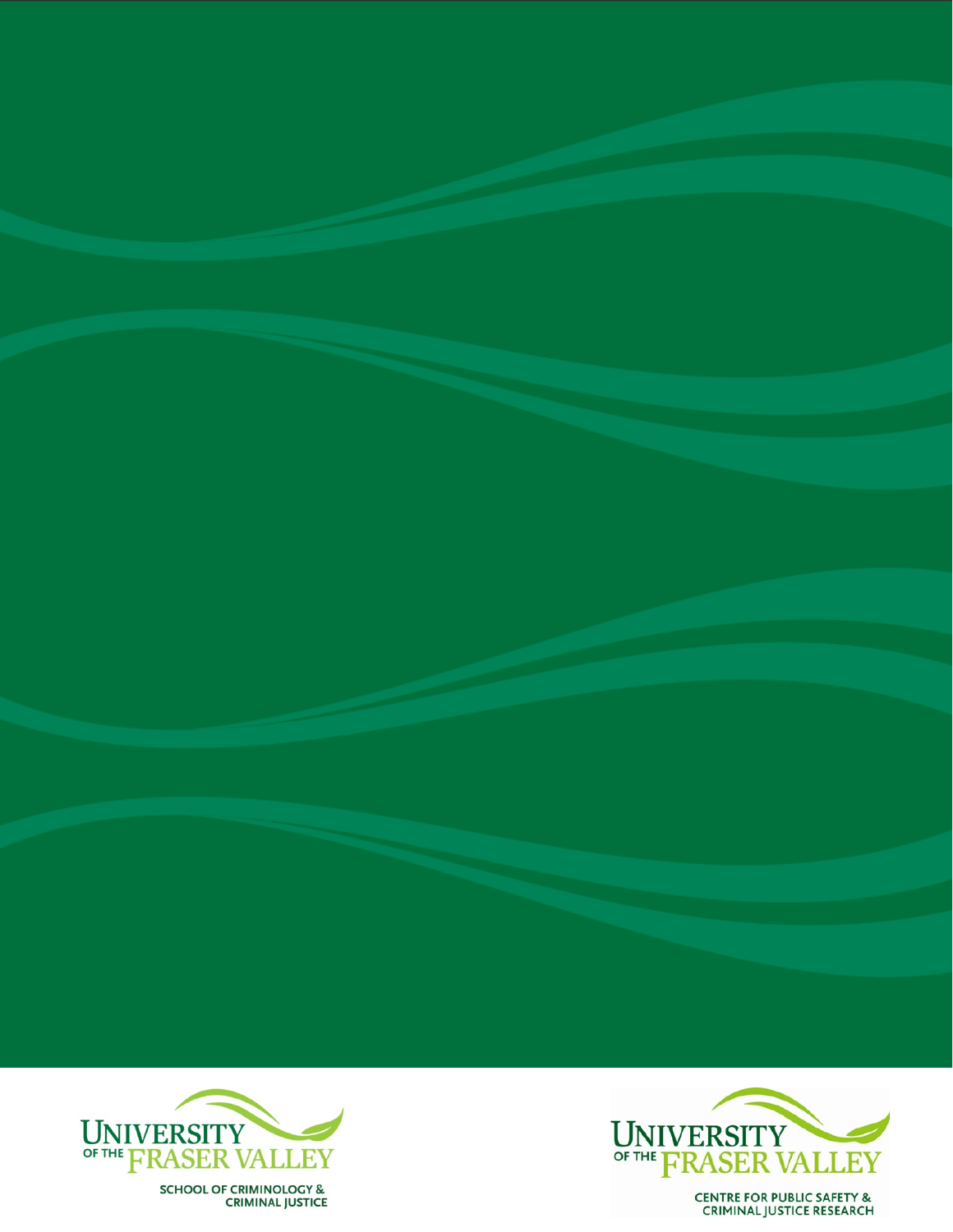UNIVERSITY OF THE FRASER VALLEY

SCHOOL OF CRIMINOLOGY & CRIMINAL JUSTICE

UNIVERSITY OF THE FRASER VALLEY

CENTRE FOR PUBLIC SAFETY & CRIMINAL JUSTICE RESEARCH